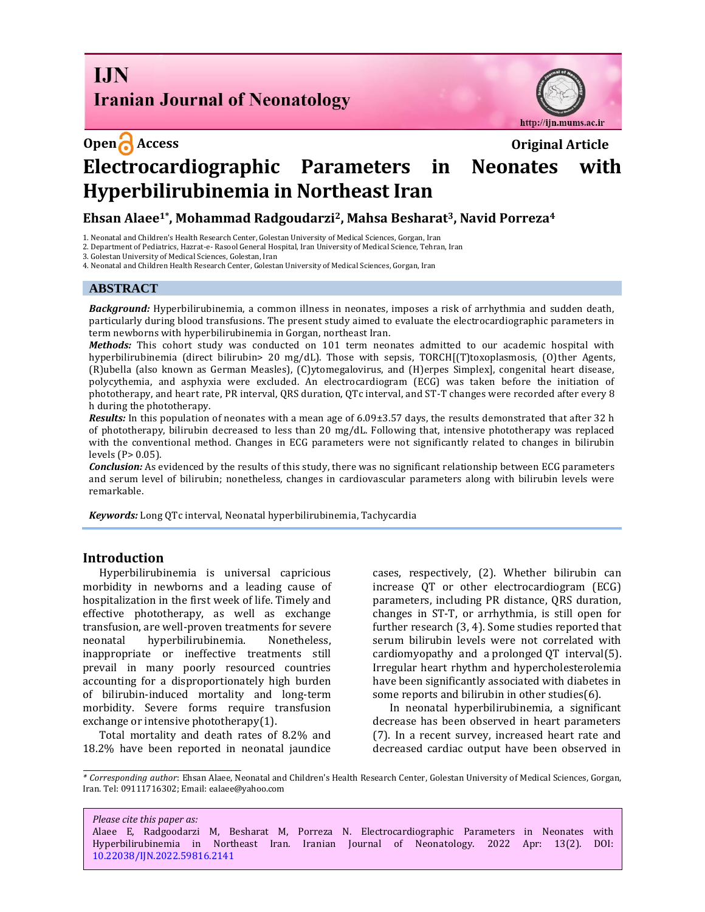**Open Access** **Original Article**

# Electrocardiographic Parameters in Neonates with Hyperbilirubinemia in Northeast Iran

**Ehsan Alaee[1*], Mohammad Radgoudarzi[2], Mahsa Besharat[3], Navid Porreza[4]**

1. Neonatal and Children's Health Research Center, Golestan University of Medical Sciences, Gorgan, Iran
2. Department of Pediatrics, Hazrat-e- Rasool General Hospital, Iran University of Medical Science, Tehran, Iran
3. Golestan University of Medical Sciences, Golestan, Iran
4. Neonatal and Children Health Research Center, Golestan University of Medical Sciences, Gorgan, Iran

## ABSTRACT

***Background:*** Hyperbilirubinemia, a common illness in neonates, imposes a risk of arrhythmia and sudden death, particularly during blood transfusions. The present study aimed to evaluate the electrocardiographic parameters in term newborns with hyperbilirubinemia in Gorgan, northeast Iran.

***Methods:*** This cohort study was conducted on 101 term neonates admitted to our academic hospital with hyperbilirubinemia (direct bilirubin> 20 mg/dL). Those with sepsis, TORCH[(T)toxoplasmosis, (O)ther Agents, (R)ubella (also known as German Measles), (C)ytomegalovirus, and (H)erpes Simplex], congenital heart disease, polycythemia, and asphyxia were excluded. An electrocardiogram (ECG) was taken before the initiation of phototherapy, and heart rate, PR interval, QRS duration, QTc interval, and ST-T changes were recorded after every 8 h during the phototherapy.

***Results:*** In this population of neonates with a mean age of 6.09±3.57 days, the results demonstrated that after 32 h of phototherapy, bilirubin decreased to less than 20 mg/dL. Following that, intensive phototherapy was replaced with the conventional method. Changes in ECG parameters were not significantly related to changes in bilirubin levels (P> 0.05).

***Conclusion:*** As evidenced by the results of this study, there was no significant relationship between ECG parameters and serum level of bilirubin; nonetheless, changes in cardiovascular parameters along with bilirubin levels were remarkable.

***Keywords:*** Long QTc interval, Neonatal hyperbilirubinemia, Tachycardia

## Introduction

Hyperbilirubinemia is universal capricious morbidity in newborns and a leading cause of hospitalization in the first week of life. Timely and effective phototherapy, as well as exchange transfusion, are well-proven treatments for severe neonatal hyperbilirubinemia. Nonetheless, inappropriate or ineffective treatments still prevail in many poorly resourced countries accounting for a disproportionately high burden of bilirubin-induced mortality and long-term morbidity. Severe forms require transfusion exchange or intensive phototherapy(1).

Total mortality and death rates of 8.2% and 18.2% have been reported in neonatal jaundice cases, respectively, (2). Whether bilirubin can increase QT or other electrocardiogram (ECG) parameters, including PR distance, QRS duration, changes in ST-T, or arrhythmia, is still open for further research (3, 4). Some studies reported that serum bilirubin levels were not correlated with cardiomyopathy and a prolonged QT interval(5). Irregular heart rhythm and hypercholesterolemia have been significantly associated with diabetes in some reports and bilirubin in other studies(6).

In neonatal hyperbilirubinemia, a significant decrease has been observed in heart parameters (7). In a recent survey, increased heart rate and decreased cardiac output have been observed in

---

*\* Corresponding author*: Ehsan Alaee, Neonatal and Children's Health Research Center, Golestan University of Medical Sciences, Gorgan, Iran. Tel: 09111716302; Email: ealaee@yahoo.com

*Please cite this paper as:*
Alaee E, Radgoodarzi M, Besharat M, Porreza N. Electrocardiographic Parameters in Neonates with Hyperbilirubinemia in Northeast Iran. Iranian Journal of Neonatology. 2022 Apr: 13(2). DOI: 10.22038/IJN.2022.59816.2141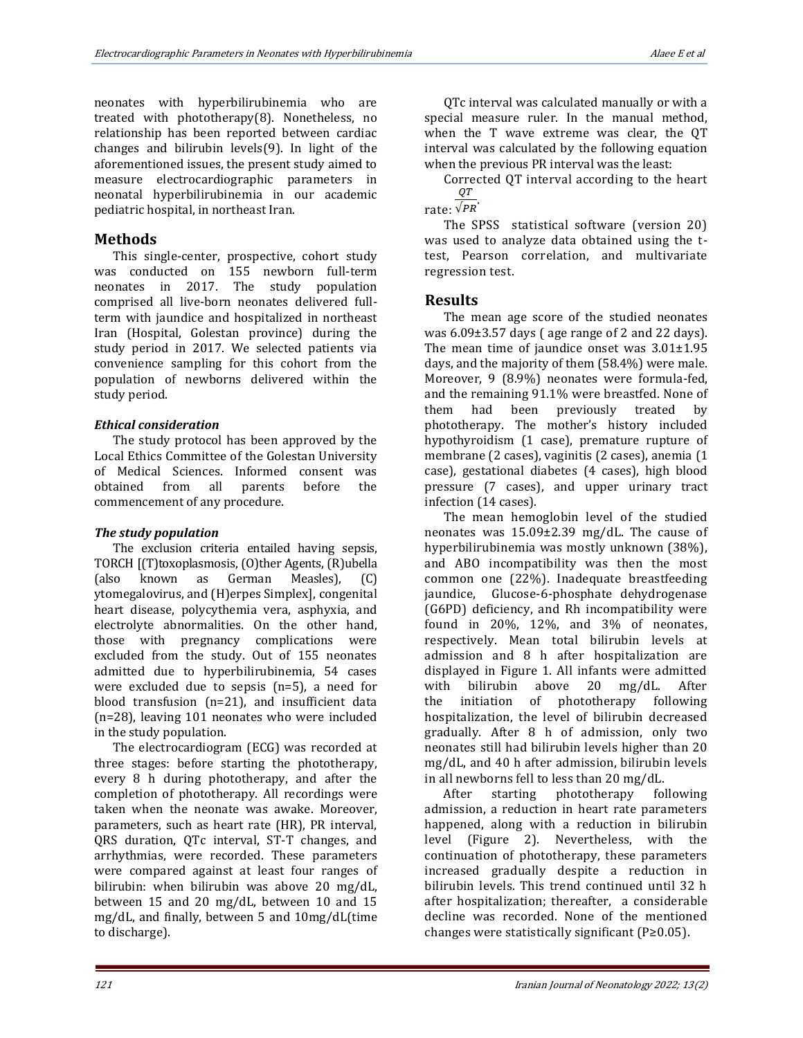neonates with hyperbilirubinemia who are treated with phototherapy(8). Nonetheless, no relationship has been reported between cardiac changes and bilirubin levels(9). In light of the aforementioned issues, the present study aimed to measure electrocardiographic parameters in neonatal hyperbilirubinemia in our academic pediatric hospital, in northeast Iran.

## Methods

This single-center, prospective, cohort study was conducted on 155 newborn full-term neonates in 2017. The study population comprised all live-born neonates delivered full-term with jaundice and hospitalized in northeast Iran (Hospital, Golestan province) during the study period in 2017. We selected patients via convenience sampling for this cohort from the population of newborns delivered within the study period.

### *Ethical consideration*

The study protocol has been approved by the Local Ethics Committee of the Golestan University of Medical Sciences. Informed consent was obtained from all parents before the commencement of any procedure.

### *The study population*

The exclusion criteria entailed having sepsis, TORCH [(T)toxoplasmosis, (O)ther Agents, (R)ubella (also known as German Measles), (C)ytomegalovirus, and (H)erpes Simplex], congenital heart disease, polycythemia vera, asphyxia, and electrolyte abnormalities. On the other hand, those with pregnancy complications were excluded from the study. Out of 155 neonates admitted due to hyperbilirubinemia, 54 cases were excluded due to sepsis (n=5), a need for blood transfusion (n=21), and insufficient data (n=28), leaving 101 neonates who were included in the study population.

The electrocardiogram (ECG) was recorded at three stages: before starting the phototherapy, every 8 h during phototherapy, and after the completion of phototherapy. All recordings were taken when the neonate was awake. Moreover, parameters, such as heart rate (HR), PR interval, QRS duration, QTc interval, ST-T changes, and arrhythmias, were recorded. These parameters were compared against at least four ranges of bilirubin: when bilirubin was above 20 mg/dL, between 15 and 20 mg/dL, between 10 and 15 mg/dL, and finally, between 5 and 10mg/dL(time to discharge).

QTc interval was calculated manually or with a special measure ruler. In the manual method, when the T wave extreme was clear, the QT interval was calculated by the following equation when the previous PR interval was the least:

Corrected QT interval according to the heart rate: $\frac{QT}{\sqrt{PR}}$.

The SPSS statistical software (version 20) was used to analyze data obtained using the t-test, Pearson correlation, and multivariate regression test.

## Results

The mean age score of the studied neonates was 6.09±3.57 days ( age range of 2 and 22 days). The mean time of jaundice onset was 3.01±1.95 days, and the majority of them (58.4%) were male. Moreover, 9 (8.9%) neonates were formula-fed, and the remaining 91.1% were breastfed. None of them had been previously treated by phototherapy. The mother's history included hypothyroidism (1 case), premature rupture of membrane (2 cases), vaginitis (2 cases), anemia (1 case), gestational diabetes (4 cases), high blood pressure (7 cases), and upper urinary tract infection (14 cases).

The mean hemoglobin level of the studied neonates was 15.09±2.39 mg/dL. The cause of hyperbilirubinemia was mostly unknown (38%), and ABO incompatibility was then the most common one (22%). Inadequate breastfeeding jaundice, Glucose-6-phosphate dehydrogenase (G6PD) deficiency, and Rh incompatibility were found in 20%, 12%, and 3% of neonates, respectively. Mean total bilirubin levels at admission and 8 h after hospitalization are displayed in Figure 1. All infants were admitted with bilirubin above 20 mg/dL. After the initiation of phototherapy following hospitalization, the level of bilirubin decreased gradually. After 8 h of admission, only two neonates still had bilirubin levels higher than 20 mg/dL, and 40 h after admission, bilirubin levels in all newborns fell to less than 20 mg/dL.

After starting phototherapy following admission, a reduction in heart rate parameters happened, along with a reduction in bilirubin level (Figure 2). Nevertheless, with the continuation of phototherapy, these parameters increased gradually despite a reduction in bilirubin levels. This trend continued until 32 h after hospitalization; thereafter, a considerable decline was recorded. None of the mentioned changes were statistically significant (P≥0.05).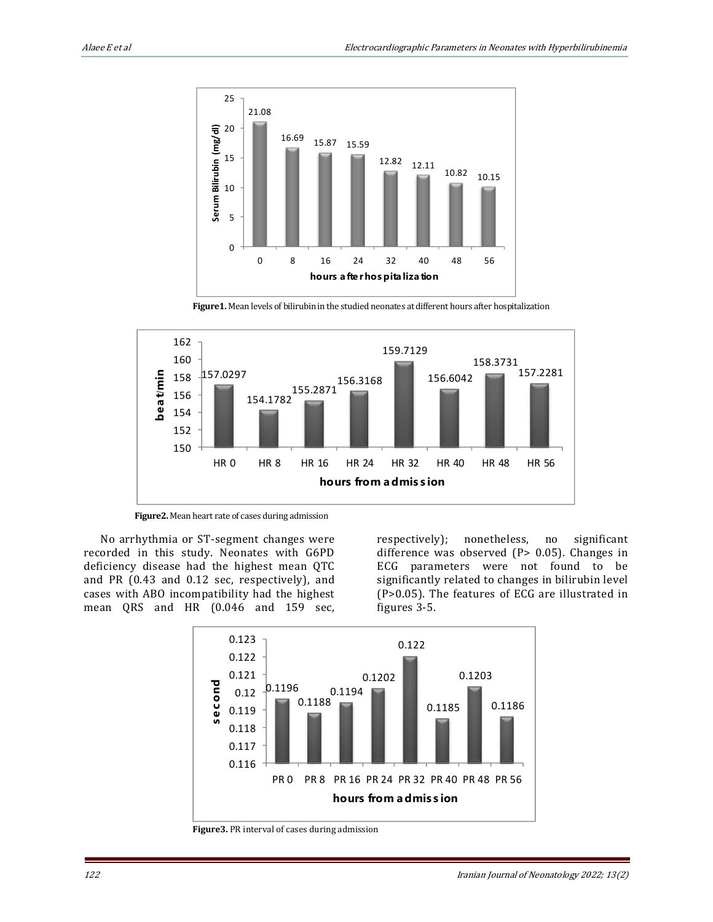Figure1. Mean levels of bilirubin in the studied neonates at different hours after hospitalization

Figure2. Mean heart rate of cases during admission

No arrhythmia or ST-segment changes were recorded in this study. Neonates with G6PD deficiency disease had the highest mean QTC and PR (0.43 and 0.12 sec, respectively), and cases with ABO incompatibility had the highest mean QRS and HR (0.046 and 159 sec, respectively); nonetheless, no significant difference was observed (P> 0.05). Changes in ECG parameters were not found to be significantly related to changes in bilirubin level (P>0.05). The features of ECG are illustrated in figures 3-5.

Figure3. PR interval of cases during admission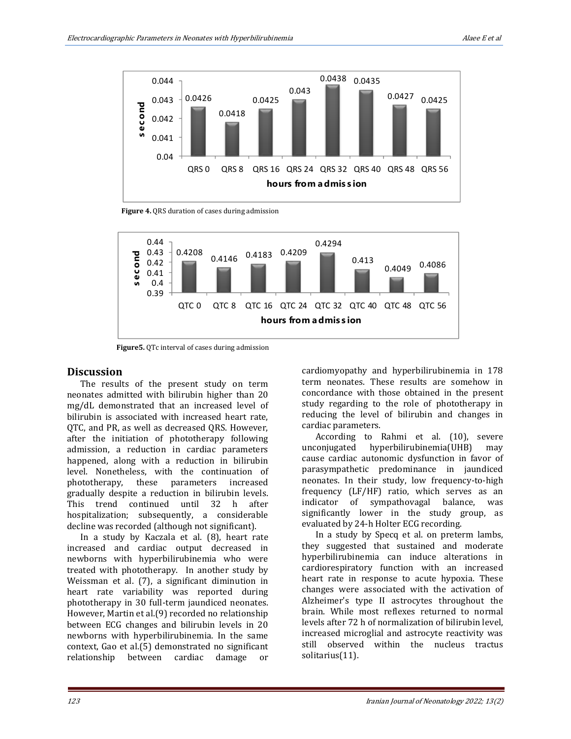Figure 4. QRS duration of cases during admission

Figure5. QTc interval of cases during admission

## Discussion

The results of the present study on term neonates admitted with bilirubin higher than 20 mg/dL demonstrated that an increased level of bilirubin is associated with increased heart rate, QTC, and PR, as well as decreased QRS. However, after the initiation of phototherapy following admission, a reduction in cardiac parameters happened, along with a reduction in bilirubin level. Nonetheless, with the continuation of phototherapy, these parameters increased gradually despite a reduction in bilirubin levels. This trend continued until 32 h after hospitalization; subsequently, a considerable decline was recorded (although not significant).

In a study by Kaczala et al. (8), heart rate increased and cardiac output decreased in newborns with hyperbilirubinemia who were treated with phototherapy. In another study by Weissman et al. (7), a significant diminution in heart rate variability was reported during phototherapy in 30 full-term jaundiced neonates. However, Martin et al.(9) recorded no relationship between ECG changes and bilirubin levels in 20 newborns with hyperbilirubinemia. In the same context, Gao et al.(5) demonstrated no significant relationship between cardiac damage or cardiomyopathy and hyperbilirubinemia in 178 term neonates. These results are somehow in concordance with those obtained in the present study regarding to the role of phototherapy in reducing the level of bilirubin and changes in cardiac parameters.

According to Rahmi et al. (10), severe unconjugated hyperbilirubinemia(UHB) may cause cardiac autonomic dysfunction in favor of parasympathetic predominance in jaundiced neonates. In their study, low frequency-to-high frequency (LF/HF) ratio, which serves as an indicator of sympathovagal balance, was significantly lower in the study group, as evaluated by 24-h Holter ECG recording.

In a study by Specq et al. on preterm lambs, they suggested that sustained and moderate hyperbilirubinemia can induce alterations in cardiorespiratory function with an increased heart rate in response to acute hypoxia. These changes were associated with the activation of Alzheimer's type II astrocytes throughout the brain. While most reflexes returned to normal levels after 72 h of normalization of bilirubin level, increased microglial and astrocyte reactivity was still observed within the nucleus tractus solitarius(11).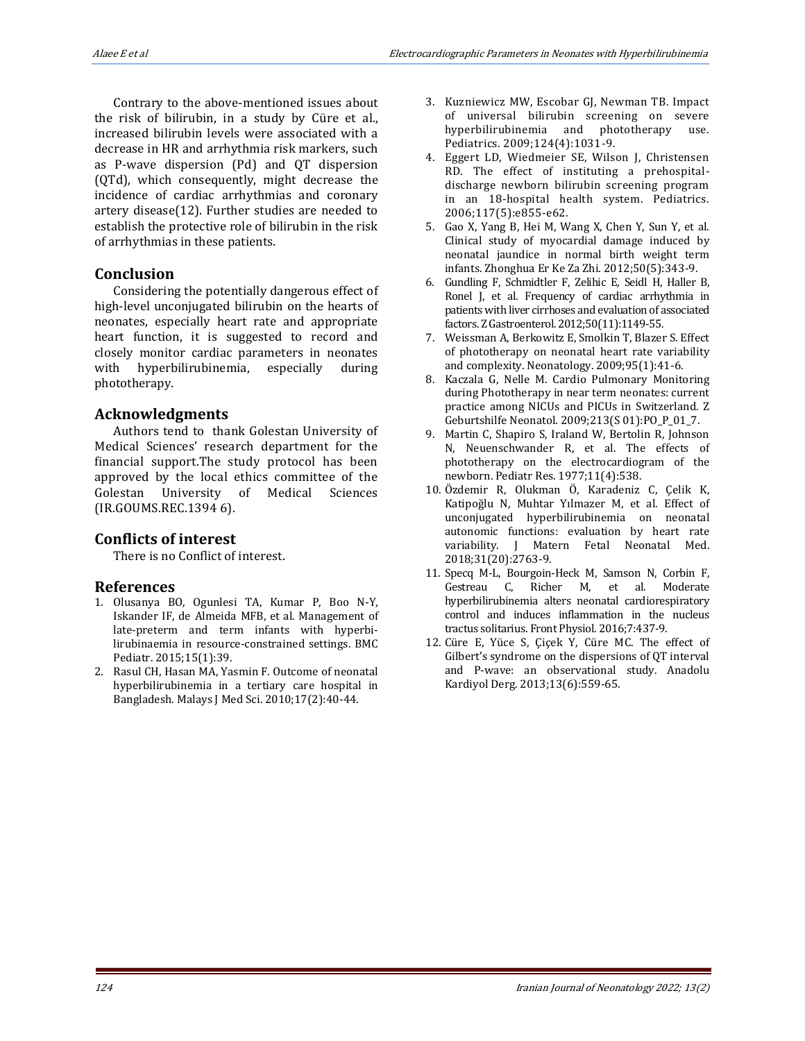Contrary to the above-mentioned issues about the risk of bilirubin, in a study by Cüre et al., increased bilirubin levels were associated with a decrease in HR and arrhythmia risk markers, such as P-wave dispersion (Pd) and QT dispersion (QTd), which consequently, might decrease the incidence of cardiac arrhythmias and coronary artery disease(12). Further studies are needed to establish the protective role of bilirubin in the risk of arrhythmias in these patients.

## Conclusion

Considering the potentially dangerous effect of high-level unconjugated bilirubin on the hearts of neonates, especially heart rate and appropriate heart function, it is suggested to record and closely monitor cardiac parameters in neonates with hyperbilirubinemia, especially during phototherapy.

## Acknowledgments

Authors tend to thank Golestan University of Medical Sciences' research department for the financial support.The study protocol has been approved by the local ethics committee of the Golestan University of Medical Sciences (IR.GOUMS.REC.1394 6).

## Conflicts of interest

There is no Conflict of interest.

## References

1. Olusanya BO, Ogunlesi TA, Kumar P, Boo N-Y, Iskander IF, de Almeida MFB, et al. Management of late-preterm and term infants with hyperbilirubinaemia in resource-constrained settings. BMC Pediatr. 2015;15(1):39.
2. Rasul CH, Hasan MA, Yasmin F. Outcome of neonatal hyperbilirubinemia in a tertiary care hospital in Bangladesh. Malays J Med Sci. 2010;17(2):40-44.
3. Kuzniewicz MW, Escobar GJ, Newman TB. Impact of universal bilirubin screening on severe hyperbilirubinemia and phototherapy use. Pediatrics. 2009;124(4):1031-9.
4. Eggert LD, Wiedmeier SE, Wilson J, Christensen RD. The effect of instituting a prehospital-discharge newborn bilirubin screening program in an 18-hospital health system. Pediatrics. 2006;117(5):e855-e62.
5. Gao X, Yang B, Hei M, Wang X, Chen Y, Sun Y, et al. Clinical study of myocardial damage induced by neonatal jaundice in normal birth weight term infants. Zhonghua Er Ke Za Zhi. 2012;50(5):343-9.
6. Gundling F, Schmidtler F, Zelihic E, Seidl H, Haller B, Ronel J, et al. Frequency of cardiac arrhythmia in patients with liver cirrhoses and evaluation of associated factors. Z Gastroenterol. 2012;50(11):1149-55.
7. Weissman A, Berkowitz E, Smolkin T, Blazer S. Effect of phototherapy on neonatal heart rate variability and complexity. Neonatology. 2009;95(1):41-6.
8. Kaczala G, Nelle M. Cardio Pulmonary Monitoring during Phototherapy in near term neonates: current practice among NICUs and PICUs in Switzerland. Z Geburtshilfe Neonatol. 2009;213(S 01):PO_P_01_7.
9. Martin C, Shapiro S, Iraland W, Bertolin R, Johnson N, Neuenschwander R, et al. The effects of phototherapy on the electrocardiogram of the newborn. Pediatr Res. 1977;11(4):538.
10. Özdemir R, Olukman Ö, Karadeniz C, Çelik K, Katipoğlu N, Muhtar Yılmazer M, et al. Effect of unconjugated hyperbilirubinemia on neonatal autonomic functions: evaluation by heart rate variability. J Matern Fetal Neonatal Med. 2018;31(20):2763-9.
11. Specq M-L, Bourgoin-Heck M, Samson N, Corbin F, Gestreau C, Richer M, et al. Moderate hyperbilirubinemia alters neonatal cardiorespiratory control and induces inflammation in the nucleus tractus solitarius. Front Physiol. 2016;7:437-9.
12. Cüre E, Yüce S, Çiçek Y, Cüre MC. The effect of Gilbert's syndrome on the dispersions of QT interval and P-wave: an observational study. Anadolu Kardiyol Derg. 2013;13(6):559-65.